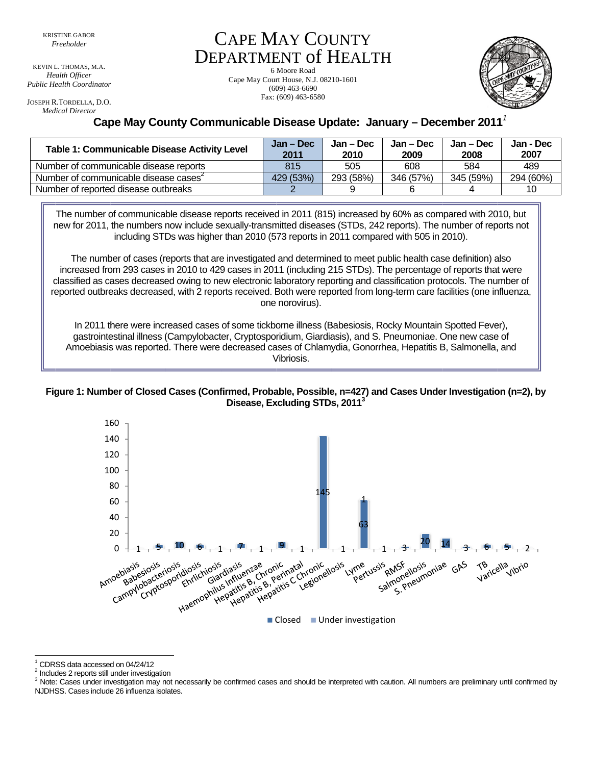KRISTINE GABOR
*Freeholder*

KEVIN L. THOMAS, M.A.
*Health Officer*
*Public Health Coordinator*

JOSEPH R.TORDELLA, D.O.
*Medical Director*

# CAPE MAY COUNTY DEPARTMENT of HEALTH

6 Moore Road
Cape May Court House, N.J. 08210-1601
(609) 463-6690
Fax: (609) 463-6580

## Cape May County Communicable Disease Update: January – December 2011[1]

| Table 1: Communicable Disease Activity Level | Jan – Dec 2011 | Jan – Dec 2010 | Jan – Dec 2009 | Jan – Dec 2008 | Jan - Dec 2007 |
|---|---|---|---|---|---|
| Number of communicable disease reports | 815 | 505 | 608 | 584 | 489 |
| Number of communicable disease cases[2] | 429 (53%) | 293 (58%) | 346 (57%) | 345 (59%) | 294 (60%) |
| Number of reported disease outbreaks | 2 | 9 | 6 | 4 | 10 |

The number of communicable disease reports received in 2011 (815) increased by 60% as compared with 2010, but new for 2011, the numbers now include sexually-transmitted diseases (STDs, 242 reports). The number of reports not including STDs was higher than 2010 (573 reports in 2011 compared with 505 in 2010).

The number of cases (reports that are investigated and determined to meet public health case definition) also increased from 293 cases in 2010 to 429 cases in 2011 (including 215 STDs). The percentage of reports that were classified as cases decreased owing to new electronic laboratory reporting and classification protocols. The number of reported outbreaks decreased, with 2 reports received. Both were reported from long-term care facilities (one influenza, one norovirus).

In 2011 there were increased cases of some tickborne illness (Babesiosis, Rocky Mountain Spotted Fever), gastrointestinal illness (Campylobacter, Cryptosporidium, Giardiasis), and S. Pneumoniae. One new case of Amoebiasis was reported. There were decreased cases of Chlamydia, Gonorrhea, Hepatitis B, Salmonella, and Vibriosis.

**Figure 1: Number of Closed Cases (Confirmed, Probable, Possible, n=427) and Cases Under Investigation (n=2), by Disease, Excluding STDs, 2011[3]**

| Disease | Closed | Under investigation |
|---|---|---|
| Amoebiasis | 1 | |
| Babesiosis | 5 | |
| Campylobacteriosis | 10 | |
| Cryptosporidiosis | 6 | |
| Ehrlichiosis | 1 | |
| Giardiasis | 7 | |
| Haemophilus Influenzae | 1 | |
| Hepatitis B, Chronic | 9 | |
| Hepatitis B, Perinatal | 1 | |
| Hepatitis C Chronic | 145 | |
| Legionellosis | 1 | |
| Lyme | 63 | 1 |
| Pertussis | 1 | |
| RMSF | 3 | |
| Salmonellosis | 20 | |
| S. Pneumoniae | 14 | |
| GAS | 3 | |
| TB | 6 | |
| Varicella | 5 | |
| Vibrio | | 2 |

[1] CDRSS data accessed on 04/24/12
[2] Includes 2 reports still under investigation
[3] Note: Cases under investigation may not necessarily be confirmed cases and should be interpreted with caution. All numbers are preliminary until confirmed by NJDHSS. Cases include 26 influenza isolates.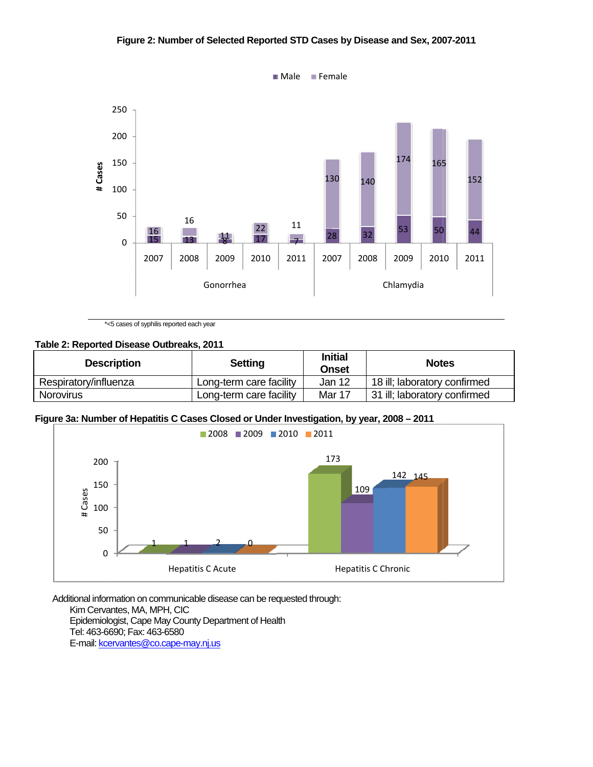**Figure 2: Number of Selected Reported STD Cases by Disease and Sex, 2007-2011**

| Disease | Year | Male | Female |
|---|---|---|---|
| Gonorrhea | 2007 | 15 | 16 |
| Gonorrhea | 2008 | 13 | 16 |
| Gonorrhea | 2009 | 8 | 11 |
| Gonorrhea | 2010 | 17 | 22 |
| Gonorrhea | 2011 | 7 | 11 |
| Chlamydia | 2007 | 28 | 130 |
| Chlamydia | 2008 | 32 | 140 |
| Chlamydia | 2009 | 53 | 174 |
| Chlamydia | 2010 | 50 | 165 |
| Chlamydia | 2011 | 44 | 152 |

*<5 cases of syphilis reported each year

**Table 2: Reported Disease Outbreaks, 2011**

| Description | Setting | Initial Onset | Notes |
|---|---|---|---|
| Respiratory/influenza | Long-term care facility | Jan 12 | 18 ill; laboratory confirmed |
| Norovirus | Long-term care facility | Mar 17 | 31 ill; laboratory confirmed |

**Figure 3a: Number of Hepatitis C Cases Closed or Under Investigation, by year, 2008 – 2011**

| | 2008 | 2009 | 2010 | 2011 |
|---|---|---|---|---|
| Hepatitis C Acute | 1 | 1 | 2 | 0 |
| Hepatitis C Chronic | 173 | 109 | 142 | 145 |

Additional information on communicable disease can be requested through:

Kim Cervantes, MA, MPH, CIC
Epidemiologist, Cape May County Department of Health
Tel: 463-6690; Fax: 463-6580
E-mail: kcervantes@co.cape-may.nj.us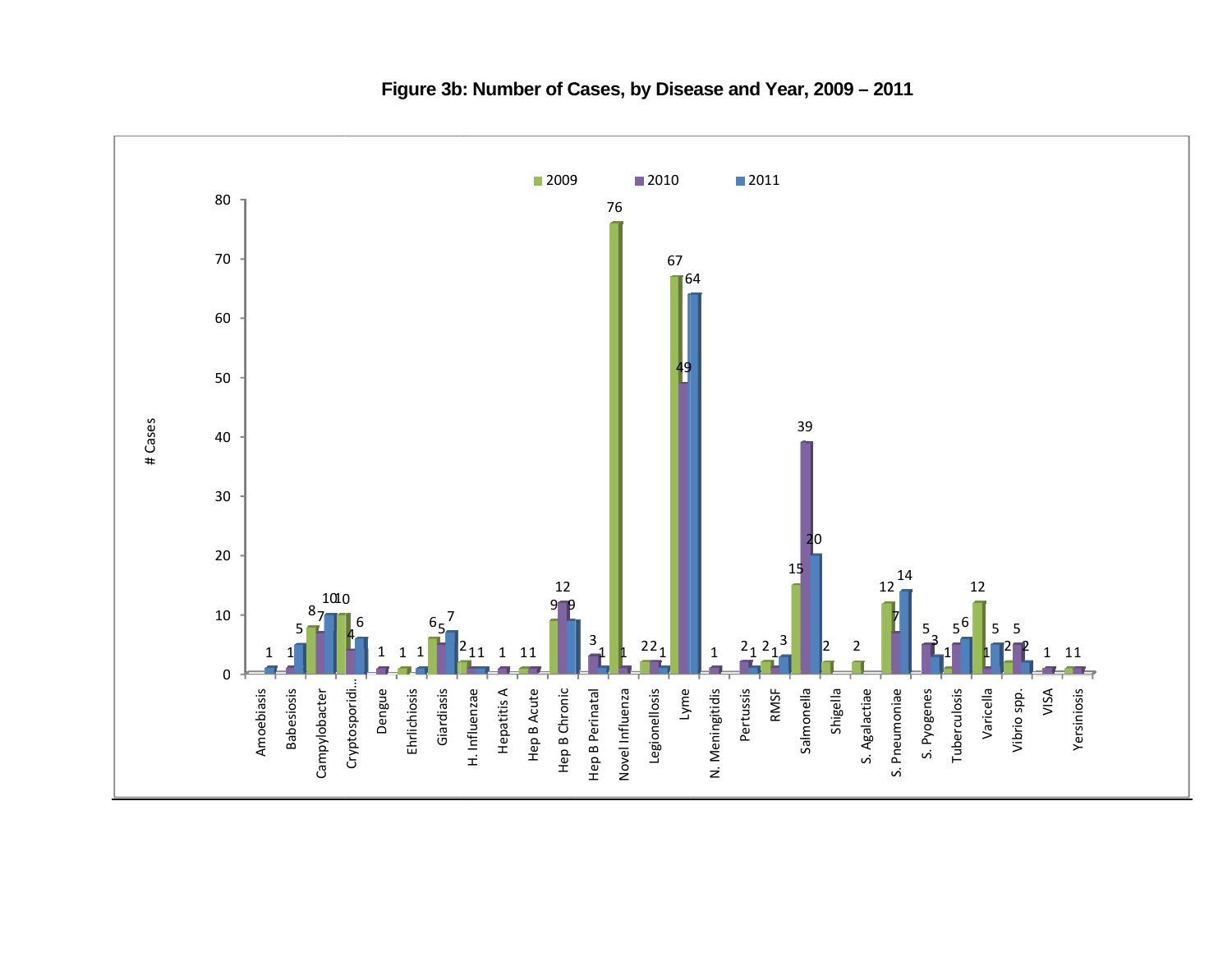**Figure 3b: Number of Cases, by Disease and Year, 2009 – 2011**

2009
2010
2011

# Cases

80
70
60
50
40
30
20
10
0

1 1 5 8 7 10 10 4 6 1 1 1 6 5 7 2 1 1 1 1 1 9 12 9 3 1 76 1 2 2 1 67 49 64 1 2 1 2 1 3 15 39 20 2 2 12 7 14 5 3 1 5 6 12 1 5 2 5 2 1 1 1

Amoebiasis
Babesiosis
Campylobacter
Cryptosporidi...
Dengue
Ehrlichiosis
Giardiasis
H. Influenzae
Hepatitis A
Hep B Acute
Hep B Chronic
Hep B Perinatal
Novel Influenza
Legionellosis
Lyme
N. Meningitidis
Pertussis
RMSF
Salmonella
Shigella
S. Agalactiae
S. Pneumoniae
S. Pyogenes
Tuberculosis
Varicella
Vibrio spp.
VISA
Yersiniosis